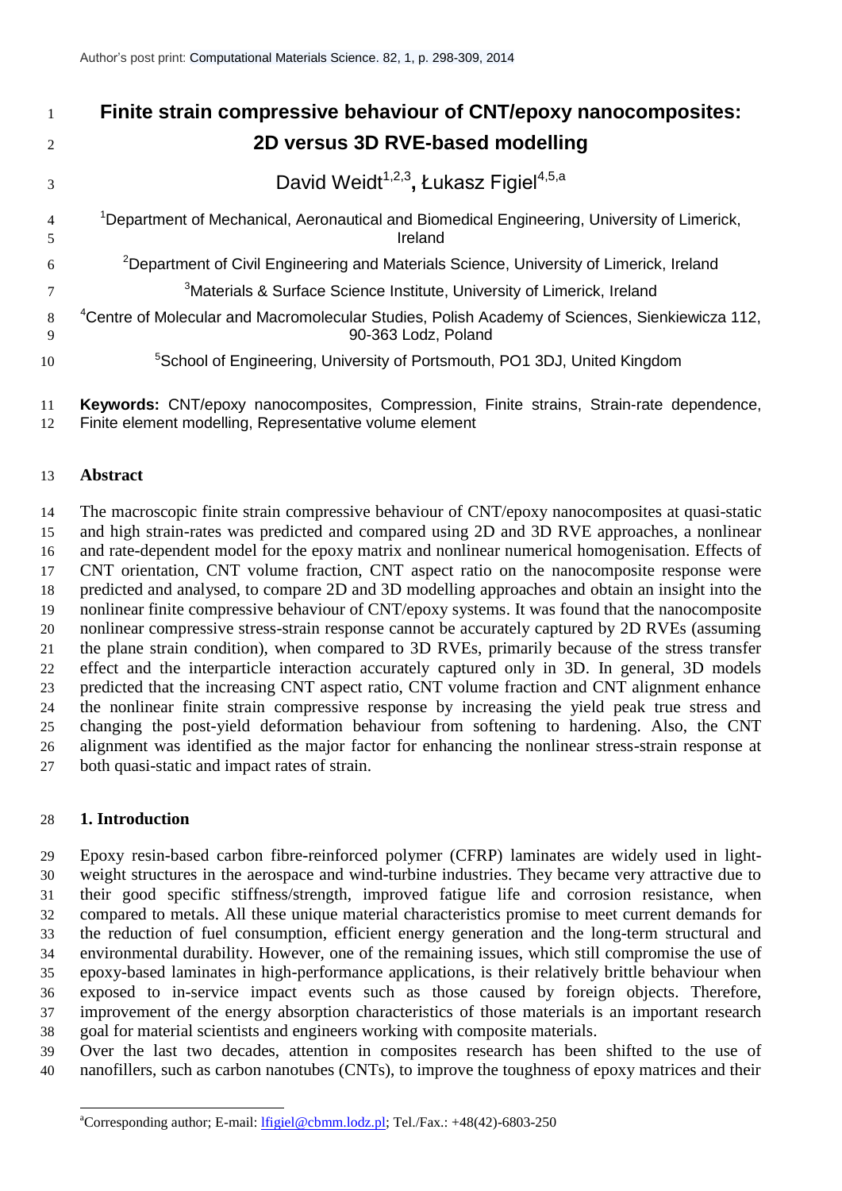Author's post print: Computational Materials Science. 82, 1, p. 298-309, 2014

# Finite strain compressive behaviour of CNT/epoxy nanocomposites: 2D versus 3D RVE-based modelling

David Weidt[1,2,3], **Łukasz Figiel**[4,5,a]

[1]Department of Mechanical, Aeronautical and Biomedical Engineering, University of Limerick, Ireland

[2]Department of Civil Engineering and Materials Science, University of Limerick, Ireland

[3]Materials & Surface Science Institute, University of Limerick, Ireland

[4]Centre of Molecular and Macromolecular Studies, Polish Academy of Sciences, Sienkiewicza 112, 90-363 Lodz, Poland

[5]School of Engineering, University of Portsmouth, PO1 3DJ, United Kingdom

**Keywords:** CNT/epoxy nanocomposites, Compression, Finite strains, Strain-rate dependence, Finite element modelling, Representative volume element

## Abstract

The macroscopic finite strain compressive behaviour of CNT/epoxy nanocomposites at quasi-static and high strain-rates was predicted and compared using 2D and 3D RVE approaches, a nonlinear and rate-dependent model for the epoxy matrix and nonlinear numerical homogenisation. Effects of CNT orientation, CNT volume fraction, CNT aspect ratio on the nanocomposite response were predicted and analysed, to compare 2D and 3D modelling approaches and obtain an insight into the nonlinear finite compressive behaviour of CNT/epoxy systems. It was found that the nanocomposite nonlinear compressive stress-strain response cannot be accurately captured by 2D RVEs (assuming the plane strain condition), when compared to 3D RVEs, primarily because of the stress transfer effect and the interparticle interaction accurately captured only in 3D. In general, 3D models predicted that the increasing CNT aspect ratio, CNT volume fraction and CNT alignment enhance the nonlinear finite strain compressive response by increasing the yield peak true stress and changing the post-yield deformation behaviour from softening to hardening. Also, the CNT alignment was identified as the major factor for enhancing the nonlinear stress-strain response at both quasi-static and impact rates of strain.

## 1. Introduction

Epoxy resin-based carbon fibre-reinforced polymer (CFRP) laminates are widely used in light-weight structures in the aerospace and wind-turbine industries. They became very attractive due to their good specific stiffness/strength, improved fatigue life and corrosion resistance, when compared to metals. All these unique material characteristics promise to meet current demands for the reduction of fuel consumption, efficient energy generation and the long-term structural and environmental durability. However, one of the remaining issues, which still compromise the use of epoxy-based laminates in high-performance applications, is their relatively brittle behaviour when exposed to in-service impact events such as those caused by foreign objects. Therefore, improvement of the energy absorption characteristics of those materials is an important research goal for material scientists and engineers working with composite materials.

Over the last two decades, attention in composites research has been shifted to the use of nanofillers, such as carbon nanotubes (CNTs), to improve the toughness of epoxy matrices and their

[a]Corresponding author; E-mail: lfigiel@cbmm.lodz.pl; Tel./Fax.: +48(42)-6803-250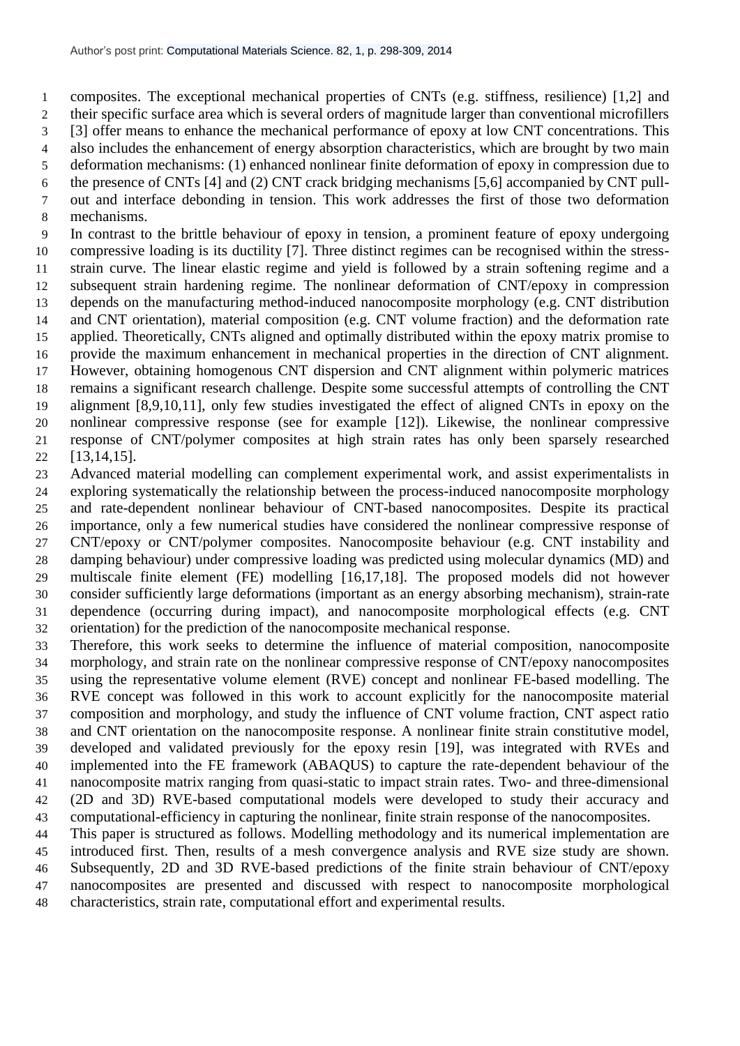composites. The exceptional mechanical properties of CNTs (e.g. stiffness, resilience) [1,2] and their specific surface area which is several orders of magnitude larger than conventional microfillers [3] offer means to enhance the mechanical performance of epoxy at low CNT concentrations. This also includes the enhancement of energy absorption characteristics, which are brought by two main deformation mechanisms: (1) enhanced nonlinear finite deformation of epoxy in compression due to the presence of CNTs [4] and (2) CNT crack bridging mechanisms [5,6] accompanied by CNT pull-out and interface debonding in tension. This work addresses the first of those two deformation mechanisms.

In contrast to the brittle behaviour of epoxy in tension, a prominent feature of epoxy undergoing compressive loading is its ductility [7]. Three distinct regimes can be recognised within the stress-strain curve. The linear elastic regime and yield is followed by a strain softening regime and a subsequent strain hardening regime. The nonlinear deformation of CNT/epoxy in compression depends on the manufacturing method-induced nanocomposite morphology (e.g. CNT distribution and CNT orientation), material composition (e.g. CNT volume fraction) and the deformation rate applied. Theoretically, CNTs aligned and optimally distributed within the epoxy matrix promise to provide the maximum enhancement in mechanical properties in the direction of CNT alignment. However, obtaining homogenous CNT dispersion and CNT alignment within polymeric matrices remains a significant research challenge. Despite some successful attempts of controlling the CNT alignment [8,9,10,11], only few studies investigated the effect of aligned CNTs in epoxy on the nonlinear compressive response (see for example [12]). Likewise, the nonlinear compressive response of CNT/polymer composites at high strain rates has only been sparsely researched [13,14,15].

Advanced material modelling can complement experimental work, and assist experimentalists in exploring systematically the relationship between the process-induced nanocomposite morphology and rate-dependent nonlinear behaviour of CNT-based nanocomposites. Despite its practical importance, only a few numerical studies have considered the nonlinear compressive response of CNT/epoxy or CNT/polymer composites. Nanocomposite behaviour (e.g. CNT instability and damping behaviour) under compressive loading was predicted using molecular dynamics (MD) and multiscale finite element (FE) modelling [16,17,18]. The proposed models did not however consider sufficiently large deformations (important as an energy absorbing mechanism), strain-rate dependence (occurring during impact), and nanocomposite morphological effects (e.g. CNT orientation) for the prediction of the nanocomposite mechanical response.

Therefore, this work seeks to determine the influence of material composition, nanocomposite morphology, and strain rate on the nonlinear compressive response of CNT/epoxy nanocomposites using the representative volume element (RVE) concept and nonlinear FE-based modelling. The RVE concept was followed in this work to account explicitly for the nanocomposite material composition and morphology, and study the influence of CNT volume fraction, CNT aspect ratio and CNT orientation on the nanocomposite response. A nonlinear finite strain constitutive model, developed and validated previously for the epoxy resin [19], was integrated with RVEs and implemented into the FE framework (ABAQUS) to capture the rate-dependent behaviour of the nanocomposite matrix ranging from quasi-static to impact strain rates. Two- and three-dimensional (2D and 3D) RVE-based computational models were developed to study their accuracy and computational-efficiency in capturing the nonlinear, finite strain response of the nanocomposites.

This paper is structured as follows. Modelling methodology and its numerical implementation are introduced first. Then, results of a mesh convergence analysis and RVE size study are shown. Subsequently, 2D and 3D RVE-based predictions of the finite strain behaviour of CNT/epoxy nanocomposites are presented and discussed with respect to nanocomposite morphological characteristics, strain rate, computational effort and experimental results.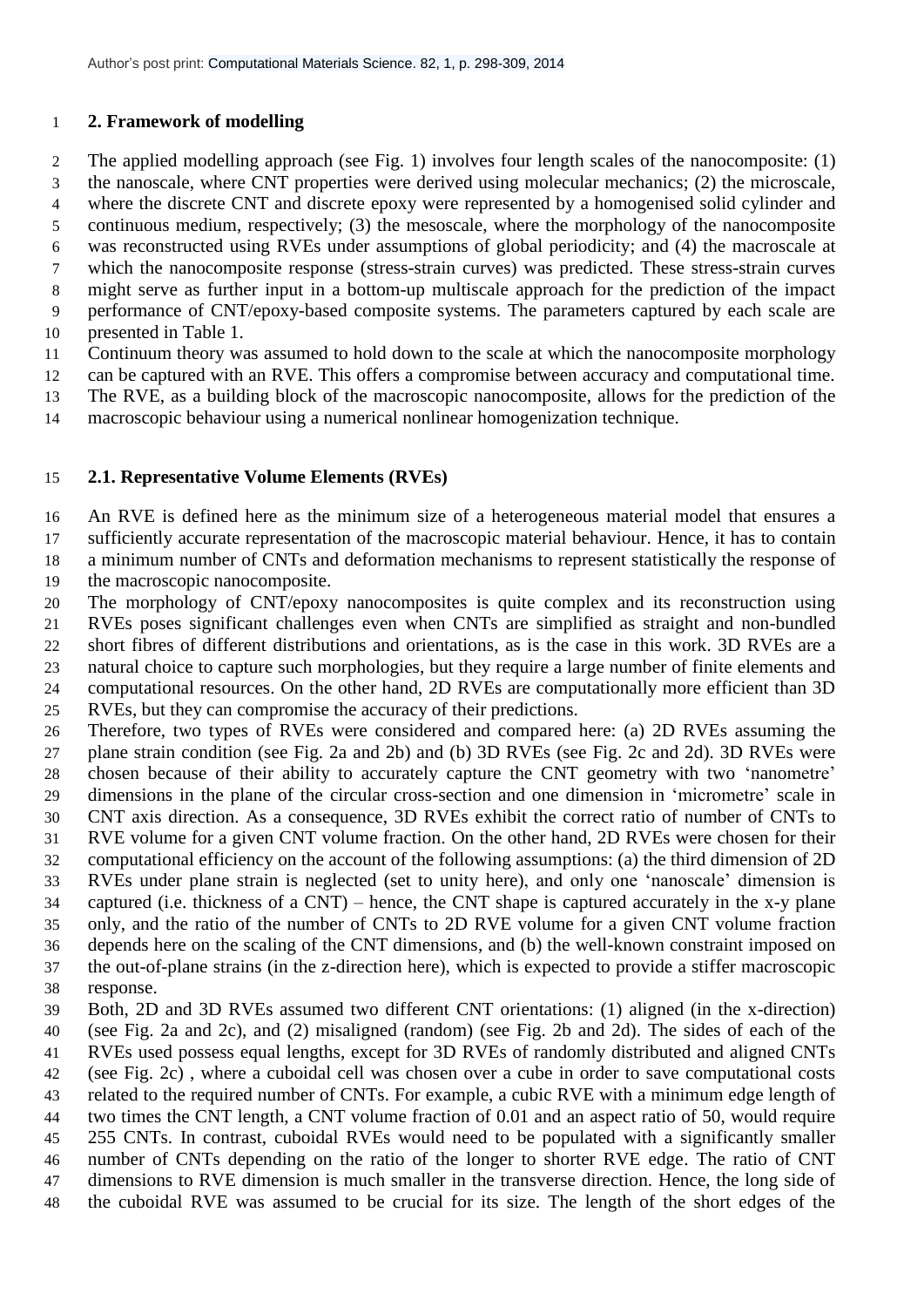## 2. Framework of modelling

The applied modelling approach (see Fig. 1) involves four length scales of the nanocomposite: (1) the nanoscale, where CNT properties were derived using molecular mechanics; (2) the microscale, where the discrete CNT and discrete epoxy were represented by a homogenised solid cylinder and continuous medium, respectively; (3) the mesoscale, where the morphology of the nanocomposite was reconstructed using RVEs under assumptions of global periodicity; and (4) the macroscale at which the nanocomposite response (stress-strain curves) was predicted. These stress-strain curves might serve as further input in a bottom-up multiscale approach for the prediction of the impact performance of CNT/epoxy-based composite systems. The parameters captured by each scale are presented in Table 1.

Continuum theory was assumed to hold down to the scale at which the nanocomposite morphology can be captured with an RVE. This offers a compromise between accuracy and computational time. The RVE, as a building block of the macroscopic nanocomposite, allows for the prediction of the macroscopic behaviour using a numerical nonlinear homogenization technique.

### 2.1. Representative Volume Elements (RVEs)

An RVE is defined here as the minimum size of a heterogeneous material model that ensures a sufficiently accurate representation of the macroscopic material behaviour. Hence, it has to contain a minimum number of CNTs and deformation mechanisms to represent statistically the response of the macroscopic nanocomposite.

The morphology of CNT/epoxy nanocomposites is quite complex and its reconstruction using RVEs poses significant challenges even when CNTs are simplified as straight and non-bundled short fibres of different distributions and orientations, as is the case in this work. 3D RVEs are a natural choice to capture such morphologies, but they require a large number of finite elements and computational resources. On the other hand, 2D RVEs are computationally more efficient than 3D RVEs, but they can compromise the accuracy of their predictions.

Therefore, two types of RVEs were considered and compared here: (a) 2D RVEs assuming the plane strain condition (see Fig. 2a and 2b) and (b) 3D RVEs (see Fig. 2c and 2d). 3D RVEs were chosen because of their ability to accurately capture the CNT geometry with two 'nanometre' dimensions in the plane of the circular cross-section and one dimension in 'micrometre' scale in CNT axis direction. As a consequence, 3D RVEs exhibit the correct ratio of number of CNTs to RVE volume for a given CNT volume fraction. On the other hand, 2D RVEs were chosen for their computational efficiency on the account of the following assumptions: (a) the third dimension of 2D RVEs under plane strain is neglected (set to unity here), and only one 'nanoscale' dimension is captured (i.e. thickness of a CNT) – hence, the CNT shape is captured accurately in the x-y plane only, and the ratio of the number of CNTs to 2D RVE volume for a given CNT volume fraction depends here on the scaling of the CNT dimensions, and (b) the well-known constraint imposed on the out-of-plane strains (in the z-direction here), which is expected to provide a stiffer macroscopic response.

Both, 2D and 3D RVEs assumed two different CNT orientations: (1) aligned (in the x-direction) (see Fig. 2a and 2c), and (2) misaligned (random) (see Fig. 2b and 2d). The sides of each of the RVEs used possess equal lengths, except for 3D RVEs of randomly distributed and aligned CNTs (see Fig. 2c) , where a cuboidal cell was chosen over a cube in order to save computational costs related to the required number of CNTs. For example, a cubic RVE with a minimum edge length of two times the CNT length, a CNT volume fraction of 0.01 and an aspect ratio of 50, would require 255 CNTs. In contrast, cuboidal RVEs would need to be populated with a significantly smaller number of CNTs depending on the ratio of the longer to shorter RVE edge. The ratio of CNT dimensions to RVE dimension is much smaller in the transverse direction. Hence, the long side of the cuboidal RVE was assumed to be crucial for its size. The length of the short edges of the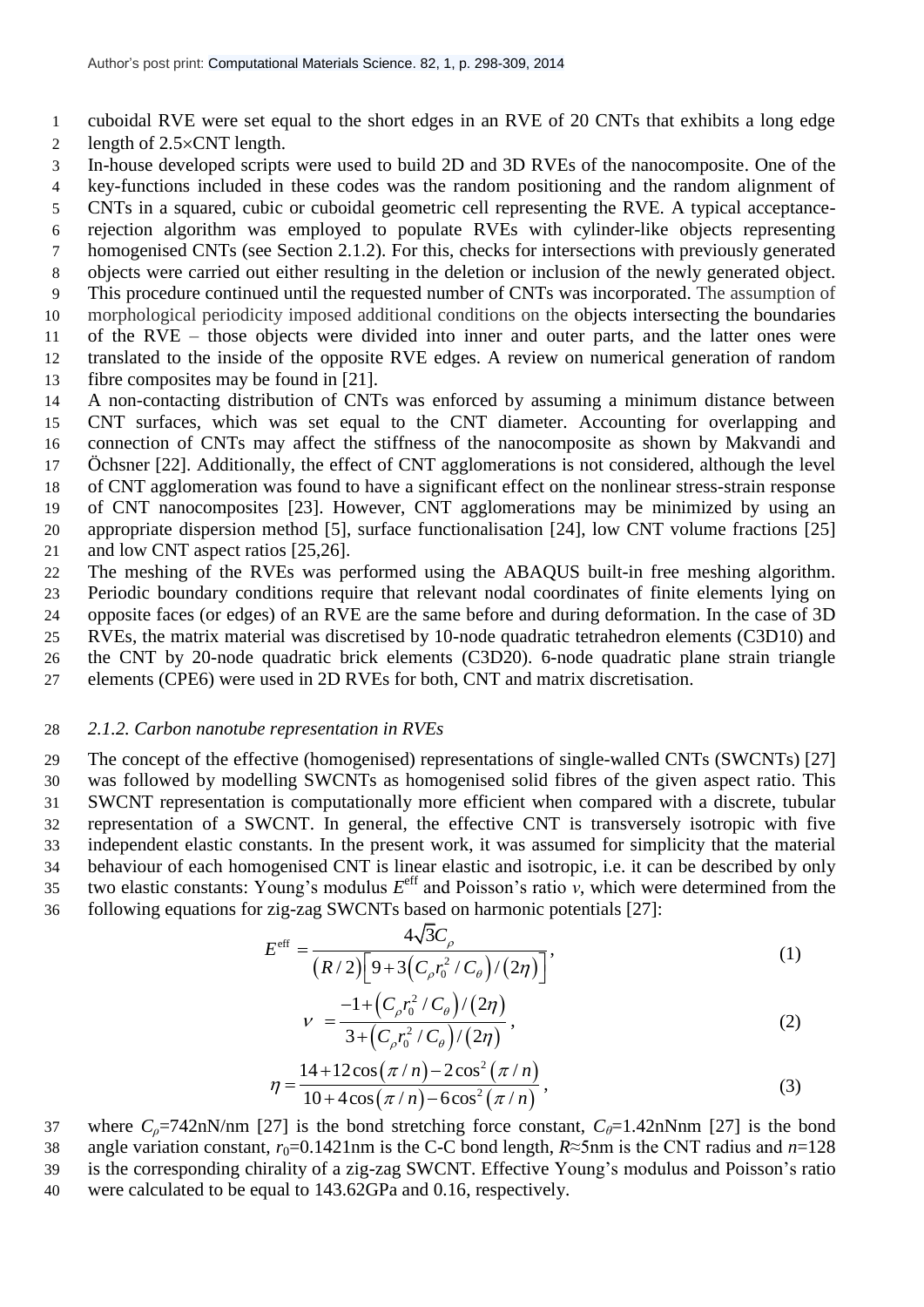cuboidal RVE were set equal to the short edges in an RVE of 20 CNTs that exhibits a long edge length of 2.5×CNT length.

In-house developed scripts were used to build 2D and 3D RVEs of the nanocomposite. One of the key-functions included in these codes was the random positioning and the random alignment of CNTs in a squared, cubic or cuboidal geometric cell representing the RVE. A typical acceptance-rejection algorithm was employed to populate RVEs with cylinder-like objects representing homogenised CNTs (see Section 2.1.2). For this, checks for intersections with previously generated objects were carried out either resulting in the deletion or inclusion of the newly generated object. This procedure continued until the requested number of CNTs was incorporated. The assumption of morphological periodicity imposed additional conditions on the objects intersecting the boundaries of the RVE – those objects were divided into inner and outer parts, and the latter ones were translated to the inside of the opposite RVE edges. A review on numerical generation of random fibre composites may be found in [21].

A non-contacting distribution of CNTs was enforced by assuming a minimum distance between CNT surfaces, which was set equal to the CNT diameter. Accounting for overlapping and connection of CNTs may affect the stiffness of the nanocomposite as shown by Makvandi and Öchsner [22]. Additionally, the effect of CNT agglomerations is not considered, although the level of CNT agglomeration was found to have a significant effect on the nonlinear stress-strain response of CNT nanocomposites [23]. However, CNT agglomerations may be minimized by using an appropriate dispersion method [5], surface functionalisation [24], low CNT volume fractions [25] and low CNT aspect ratios [25,26].

The meshing of the RVEs was performed using the ABAQUS built-in free meshing algorithm. Periodic boundary conditions require that relevant nodal coordinates of finite elements lying on opposite faces (or edges) of an RVE are the same before and during deformation. In the case of 3D RVEs, the matrix material was discretised by 10-node quadratic tetrahedron elements (C3D10) and the CNT by 20-node quadratic brick elements (C3D20). 6-node quadratic plane strain triangle elements (CPE6) were used in 2D RVEs for both, CNT and matrix discretisation.

### *2.1.2. Carbon nanotube representation in RVEs*

The concept of the effective (homogenised) representations of single-walled CNTs (SWCNTs) [27] was followed by modelling SWCNTs as homogenised solid fibres of the given aspect ratio. This SWCNT representation is computationally more efficient when compared with a discrete, tubular representation of a SWCNT. In general, the effective CNT is transversely isotropic with five independent elastic constants. In the present work, it was assumed for simplicity that the material behaviour of each homogenised CNT is linear elastic and isotropic, i.e. it can be described by only two elastic constants: Young's modulus $E^{\text{eff}}$ and Poisson's ratio $\nu$, which were determined from the following equations for zig-zag SWCNTs based on harmonic potentials [27]:

$$E^{\text{eff}} = \frac{4\sqrt{3}C_\rho}{(R/2)\left[9+3\left(C_\rho r_0^2/C_\theta\right)/(2\eta)\right]}, \tag{1}$$

$$\nu = \frac{-1+\left(C_\rho r_0^2/C_\theta\right)/(2\eta)}{3+\left(C_\rho r_0^2/C_\theta\right)/(2\eta)}, \tag{2}$$

$$\eta = \frac{14+12\cos(\pi/n)-2\cos^2(\pi/n)}{10+4\cos(\pi/n)-6\cos^2(\pi/n)}, \tag{3}$$

where $C_\rho$=742nN/nm [27] is the bond stretching force constant, $C_\theta$=1.42nNnm [27] is the bond angle variation constant, $r_0$=0.1421nm is the C-C bond length, $R$≈5nm is the CNT radius and $n$=128 is the corresponding chirality of a zig-zag SWCNT. Effective Young's modulus and Poisson's ratio were calculated to be equal to 143.62GPa and 0.16, respectively.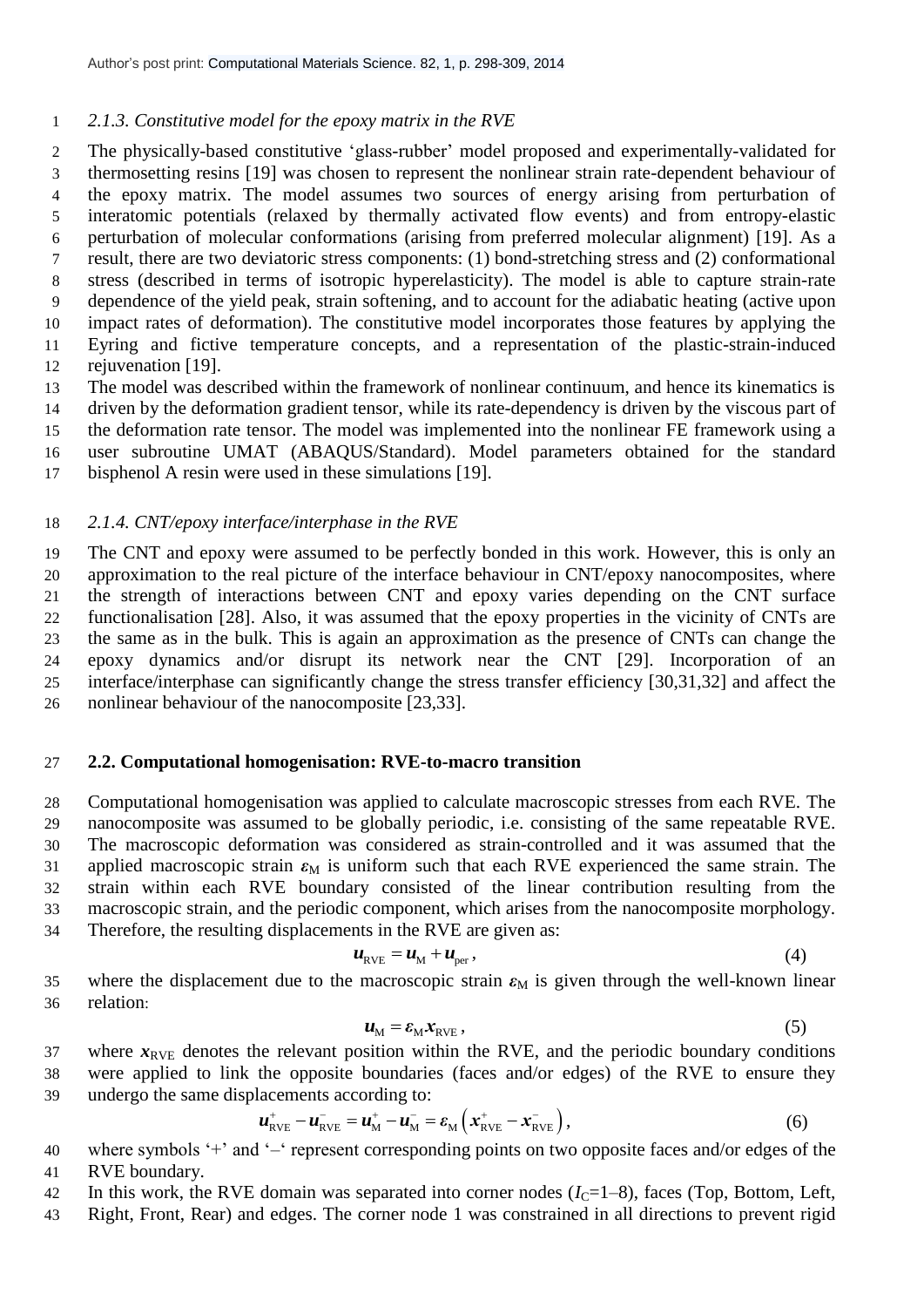### 2.1.3. Constitutive model for the epoxy matrix in the RVE

The physically-based constitutive 'glass-rubber' model proposed and experimentally-validated for thermosetting resins [19] was chosen to represent the nonlinear strain rate-dependent behaviour of the epoxy matrix. The model assumes two sources of energy arising from perturbation of interatomic potentials (relaxed by thermally activated flow events) and from entropy-elastic perturbation of molecular conformations (arising from preferred molecular alignment) [19]. As a result, there are two deviatoric stress components: (1) bond-stretching stress and (2) conformational stress (described in terms of isotropic hyperelasticity). The model is able to capture strain-rate dependence of the yield peak, strain softening, and to account for the adiabatic heating (active upon impact rates of deformation). The constitutive model incorporates those features by applying the Eyring and fictive temperature concepts, and a representation of the plastic-strain-induced rejuvenation [19].

The model was described within the framework of nonlinear continuum, and hence its kinematics is driven by the deformation gradient tensor, while its rate-dependency is driven by the viscous part of the deformation rate tensor. The model was implemented into the nonlinear FE framework using a user subroutine UMAT (ABAQUS/Standard). Model parameters obtained for the standard bisphenol A resin were used in these simulations [19].

### 2.1.4. CNT/epoxy interface/interphase in the RVE

The CNT and epoxy were assumed to be perfectly bonded in this work. However, this is only an approximation to the real picture of the interface behaviour in CNT/epoxy nanocomposites, where the strength of interactions between CNT and epoxy varies depending on the CNT surface functionalisation [28]. Also, it was assumed that the epoxy properties in the vicinity of CNTs are the same as in the bulk. This is again an approximation as the presence of CNTs can change the epoxy dynamics and/or disrupt its network near the CNT [29]. Incorporation of an interface/interphase can significantly change the stress transfer efficiency [30,31,32] and affect the nonlinear behaviour of the nanocomposite [23,33].

## 2.2. Computational homogenisation: RVE-to-macro transition

Computational homogenisation was applied to calculate macroscopic stresses from each RVE. The nanocomposite was assumed to be globally periodic, i.e. consisting of the same repeatable RVE. The macroscopic deformation was considered as strain-controlled and it was assumed that the applied macroscopic strain $\boldsymbol{\varepsilon}_{\mathrm{M}}$ is uniform such that each RVE experienced the same strain. The strain within each RVE boundary consisted of the linear contribution resulting from the macroscopic strain, and the periodic component, which arises from the nanocomposite morphology. Therefore, the resulting displacements in the RVE are given as:

$$\boldsymbol{u}_{\mathrm{RVE}} = \boldsymbol{u}_{\mathrm{M}} + \boldsymbol{u}_{\mathrm{per}}, \tag{4}$$

where the displacement due to the macroscopic strain $\boldsymbol{\varepsilon}_{\mathrm{M}}$ is given through the well-known linear relation:

$$\boldsymbol{u}_{\mathrm{M}} = \boldsymbol{\varepsilon}_{\mathrm{M}} \boldsymbol{x}_{\mathrm{RVE}}, \tag{5}$$

where $\boldsymbol{x}_{\mathrm{RVE}}$ denotes the relevant position within the RVE, and the periodic boundary conditions were applied to link the opposite boundaries (faces and/or edges) of the RVE to ensure they undergo the same displacements according to:

$$\boldsymbol{u}_{\mathrm{RVE}}^{+} - \boldsymbol{u}_{\mathrm{RVE}}^{-} = \boldsymbol{u}_{\mathrm{M}}^{+} - \boldsymbol{u}_{\mathrm{M}}^{-} = \boldsymbol{\varepsilon}_{\mathrm{M}} \left( \boldsymbol{x}_{\mathrm{RVE}}^{+} - \boldsymbol{x}_{\mathrm{RVE}}^{-} \right), \tag{6}$$

where symbols '+' and '–' represent corresponding points on two opposite faces and/or edges of the RVE boundary.

In this work, the RVE domain was separated into corner nodes ($I_{\mathrm{C}}$=1–8), faces (Top, Bottom, Left, Right, Front, Rear) and edges. The corner node 1 was constrained in all directions to prevent rigid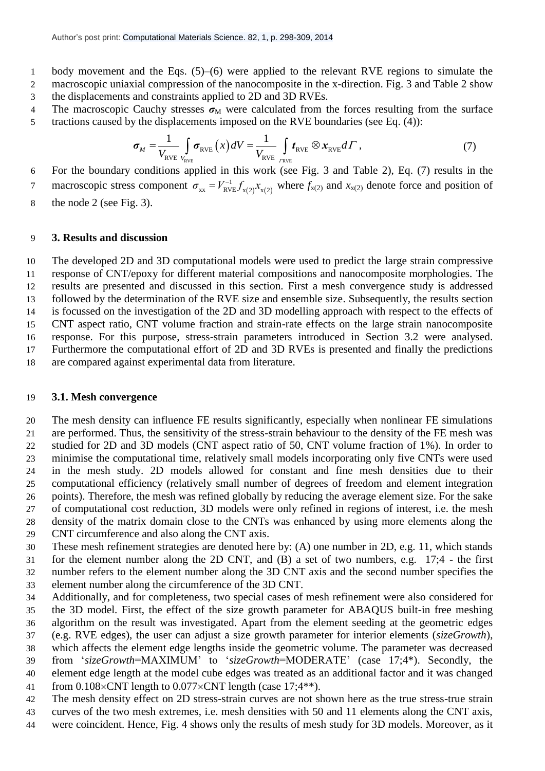body movement and the Eqs. (5)–(6) were applied to the relevant RVE regions to simulate the macroscopic uniaxial compression of the nanocomposite in the x-direction. Fig. 3 and Table 2 show the displacements and constraints applied to 2D and 3D RVEs.

The macroscopic Cauchy stresses $\boldsymbol{\sigma}_{\mathrm{M}}$ were calculated from the forces resulting from the surface tractions caused by the displacements imposed on the RVE boundaries (see Eq. (4)):

$$\boldsymbol{\sigma}_{M} = \frac{1}{V_{\mathrm{RVE}}} \int_{V_{\mathrm{RVE}}} \boldsymbol{\sigma}_{\mathrm{RVE}}(x)\, dV = \frac{1}{V_{\mathrm{RVE}}} \int_{\Gamma_{\mathrm{RVE}}} \boldsymbol{t}_{\mathrm{RVE}} \otimes \boldsymbol{x}_{\mathrm{RVE}}\, d\Gamma \,, \tag{7}$$

For the boundary conditions applied in this work (see Fig. 3 and Table 2), Eq. (7) results in the macroscopic stress component $\sigma_{\mathrm{xx}} = V_{\mathrm{RVE}}^{-1} f_{\mathrm{x(2)}} x_{\mathrm{x(2)}}$ where $f_{\mathrm{x(2)}}$ and $x_{\mathrm{x(2)}}$ denote force and position of the node 2 (see Fig. 3).

## 3. Results and discussion

The developed 2D and 3D computational models were used to predict the large strain compressive response of CNT/epoxy for different material compositions and nanocomposite morphologies. The results are presented and discussed in this section. First a mesh convergence study is addressed followed by the determination of the RVE size and ensemble size. Subsequently, the results section is focussed on the investigation of the 2D and 3D modelling approach with respect to the effects of CNT aspect ratio, CNT volume fraction and strain-rate effects on the large strain nanocomposite response. For this purpose, stress-strain parameters introduced in Section 3.2 were analysed. Furthermore the computational effort of 2D and 3D RVEs is presented and finally the predictions are compared against experimental data from literature.

### 3.1. Mesh convergence

The mesh density can influence FE results significantly, especially when nonlinear FE simulations are performed. Thus, the sensitivity of the stress-strain behaviour to the density of the FE mesh was studied for 2D and 3D models (CNT aspect ratio of 50, CNT volume fraction of 1%). In order to minimise the computational time, relatively small models incorporating only five CNTs were used in the mesh study. 2D models allowed for constant and fine mesh densities due to their computational efficiency (relatively small number of degrees of freedom and element integration points). Therefore, the mesh was refined globally by reducing the average element size. For the sake of computational cost reduction, 3D models were only refined in regions of interest, i.e. the mesh density of the matrix domain close to the CNTs was enhanced by using more elements along the CNT circumference and also along the CNT axis.

These mesh refinement strategies are denoted here by: (A) one number in 2D, e.g. 11, which stands for the element number along the 2D CNT, and (B) a set of two numbers, e.g. 17;4 - the first number refers to the element number along the 3D CNT axis and the second number specifies the element number along the circumference of the 3D CNT.

Additionally, and for completeness, two special cases of mesh refinement were also considered for the 3D model. First, the effect of the size growth parameter for ABAQUS built-in free meshing algorithm on the result was investigated. Apart from the element seeding at the geometric edges (e.g. RVE edges), the user can adjust a size growth parameter for interior elements (*sizeGrowth*), which affects the element edge lengths inside the geometric volume. The parameter was decreased from '*sizeGrowth*=MAXIMUM' to '*sizeGrowth*=MODERATE' (case 17;4*). Secondly, the element edge length at the model cube edges was treated as an additional factor and it was changed from 0.108×CNT length to 0.077×CNT length (case 17;4**).

The mesh density effect on 2D stress-strain curves are not shown here as the true stress-true strain curves of the two mesh extremes, i.e. mesh densities with 50 and 11 elements along the CNT axis, were coincident. Hence, Fig. 4 shows only the results of mesh study for 3D models. Moreover, as it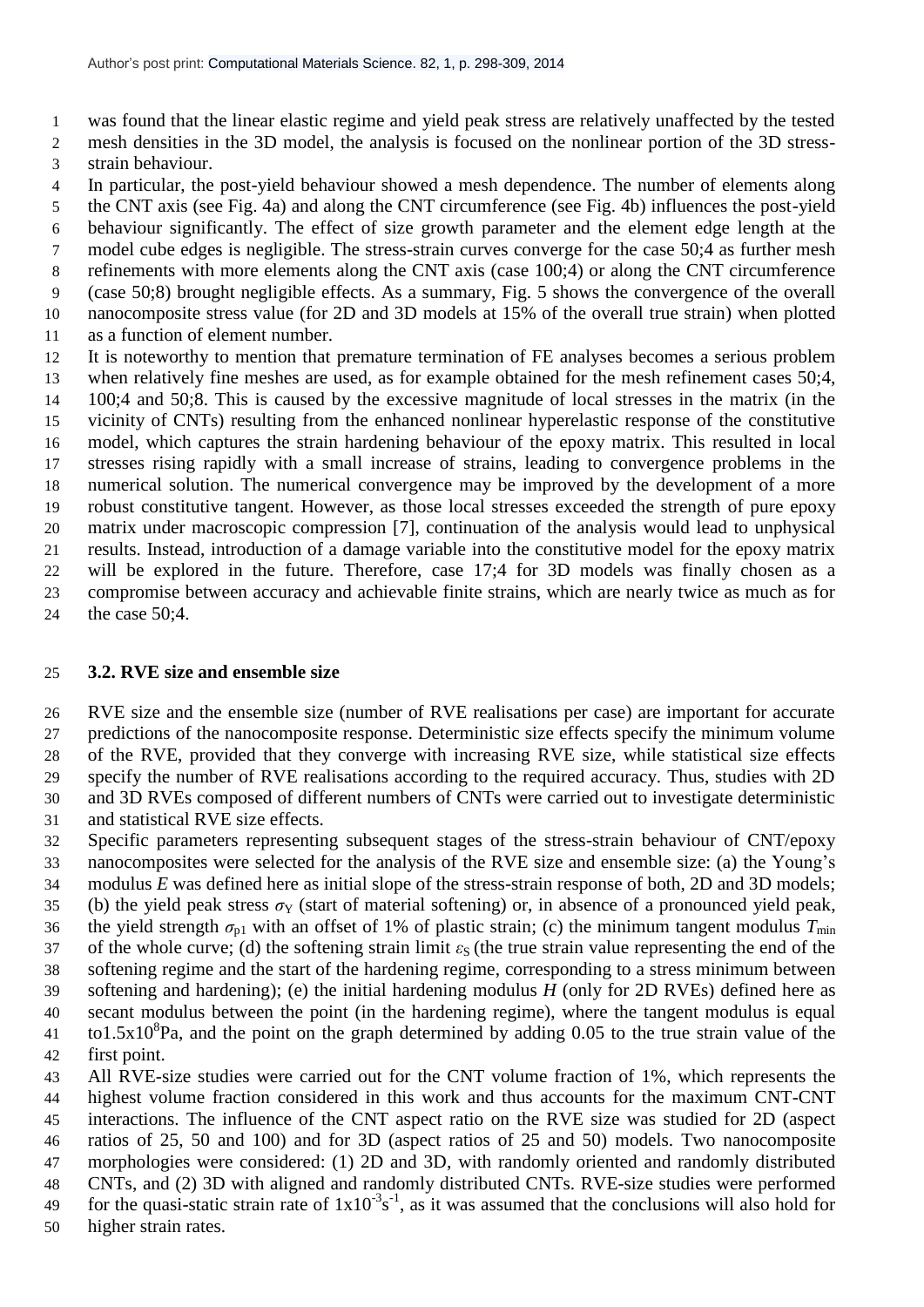was found that the linear elastic regime and yield peak stress are relatively unaffected by the tested mesh densities in the 3D model, the analysis is focused on the nonlinear portion of the 3D stress-strain behaviour.

In particular, the post-yield behaviour showed a mesh dependence. The number of elements along the CNT axis (see Fig. 4a) and along the CNT circumference (see Fig. 4b) influences the post-yield behaviour significantly. The effect of size growth parameter and the element edge length at the model cube edges is negligible. The stress-strain curves converge for the case 50;4 as further mesh refinements with more elements along the CNT axis (case 100;4) or along the CNT circumference (case 50;8) brought negligible effects. As a summary, Fig. 5 shows the convergence of the overall nanocomposite stress value (for 2D and 3D models at 15% of the overall true strain) when plotted as a function of element number.

It is noteworthy to mention that premature termination of FE analyses becomes a serious problem when relatively fine meshes are used, as for example obtained for the mesh refinement cases 50;4, 100;4 and 50;8. This is caused by the excessive magnitude of local stresses in the matrix (in the vicinity of CNTs) resulting from the enhanced nonlinear hyperelastic response of the constitutive model, which captures the strain hardening behaviour of the epoxy matrix. This resulted in local stresses rising rapidly with a small increase of strains, leading to convergence problems in the numerical solution. The numerical convergence may be improved by the development of a more robust constitutive tangent. However, as those local stresses exceeded the strength of pure epoxy matrix under macroscopic compression [7], continuation of the analysis would lead to unphysical results. Instead, introduction of a damage variable into the constitutive model for the epoxy matrix will be explored in the future. Therefore, case 17;4 for 3D models was finally chosen as a compromise between accuracy and achievable finite strains, which are nearly twice as much as for the case 50;4.

### 3.2. RVE size and ensemble size

RVE size and the ensemble size (number of RVE realisations per case) are important for accurate predictions of the nanocomposite response. Deterministic size effects specify the minimum volume of the RVE, provided that they converge with increasing RVE size, while statistical size effects specify the number of RVE realisations according to the required accuracy. Thus, studies with 2D and 3D RVEs composed of different numbers of CNTs were carried out to investigate deterministic and statistical RVE size effects.

Specific parameters representing subsequent stages of the stress-strain behaviour of CNT/epoxy nanocomposites were selected for the analysis of the RVE size and ensemble size: (a) the Young's modulus $E$ was defined here as initial slope of the stress-strain response of both, 2D and 3D models; (b) the yield peak stress $\sigma_Y$ (start of material softening) or, in absence of a pronounced yield peak, the yield strength $\sigma_{p1}$ with an offset of 1% of plastic strain; (c) the minimum tangent modulus $T_{min}$ of the whole curve; (d) the softening strain limit $\varepsilon_S$ (the true strain value representing the end of the softening regime and the start of the hardening regime, corresponding to a stress minimum between softening and hardening); (e) the initial hardening modulus $H$ (only for 2D RVEs) defined here as secant modulus between the point (in the hardening regime), where the tangent modulus is equal to $1.5 \times 10^8$Pa, and the point on the graph determined by adding 0.05 to the true strain value of the first point.

All RVE-size studies were carried out for the CNT volume fraction of 1%, which represents the highest volume fraction considered in this work and thus accounts for the maximum CNT-CNT interactions. The influence of the CNT aspect ratio on the RVE size was studied for 2D (aspect ratios of 25, 50 and 100) and for 3D (aspect ratios of 25 and 50) models. Two nanocomposite morphologies were considered: (1) 2D and 3D, with randomly oriented and randomly distributed CNTs, and (2) 3D with aligned and randomly distributed CNTs. RVE-size studies were performed for the quasi-static strain rate of $1 \times 10^{-3}$s$^{-1}$, as it was assumed that the conclusions will also hold for higher strain rates.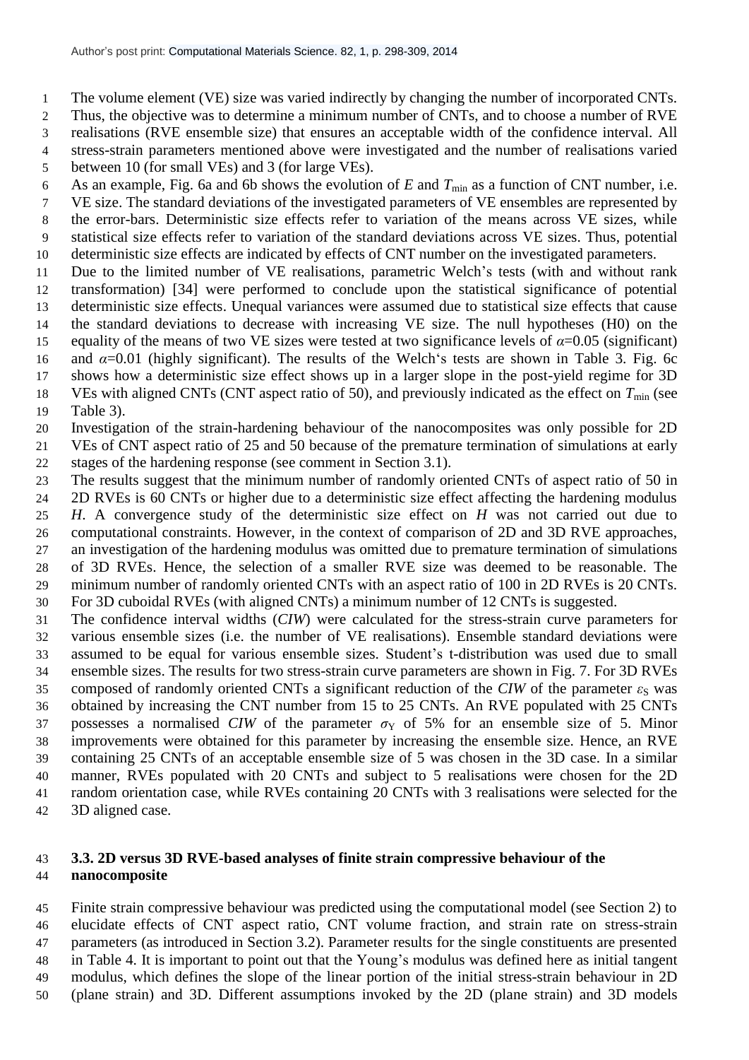The volume element (VE) size was varied indirectly by changing the number of incorporated CNTs. Thus, the objective was to determine a minimum number of CNTs, and to choose a number of RVE realisations (RVE ensemble size) that ensures an acceptable width of the confidence interval. All stress-strain parameters mentioned above were investigated and the number of realisations varied between 10 (for small VEs) and 3 (for large VEs).

As an example, Fig. 6a and 6b shows the evolution of $E$ and $T_{\min}$ as a function of CNT number, i.e. VE size. The standard deviations of the investigated parameters of VE ensembles are represented by the error-bars. Deterministic size effects refer to variation of the means across VE sizes, while statistical size effects refer to variation of the standard deviations across VE sizes. Thus, potential deterministic size effects are indicated by effects of CNT number on the investigated parameters.

Due to the limited number of VE realisations, parametric Welch's tests (with and without rank transformation) [34] were performed to conclude upon the statistical significance of potential deterministic size effects. Unequal variances were assumed due to statistical size effects that cause the standard deviations to decrease with increasing VE size. The null hypotheses (H0) on the equality of the means of two VE sizes were tested at two significance levels of $\alpha$=0.05 (significant) and $\alpha$=0.01 (highly significant). The results of the Welch's tests are shown in Table 3. Fig. 6c shows how a deterministic size effect shows up in a larger slope in the post-yield regime for 3D VEs with aligned CNTs (CNT aspect ratio of 50), and previously indicated as the effect on $T_{\min}$ (see Table 3).

Investigation of the strain-hardening behaviour of the nanocomposites was only possible for 2D VEs of CNT aspect ratio of 25 and 50 because of the premature termination of simulations at early stages of the hardening response (see comment in Section 3.1).

The results suggest that the minimum number of randomly oriented CNTs of aspect ratio of 50 in 2D RVEs is 60 CNTs or higher due to a deterministic size effect affecting the hardening modulus $H$. A convergence study of the deterministic size effect on $H$ was not carried out due to computational constraints. However, in the context of comparison of 2D and 3D RVE approaches, an investigation of the hardening modulus was omitted due to premature termination of simulations of 3D RVEs. Hence, the selection of a smaller RVE size was deemed to be reasonable. The minimum number of randomly oriented CNTs with an aspect ratio of 100 in 2D RVEs is 20 CNTs. For 3D cuboidal RVEs (with aligned CNTs) a minimum number of 12 CNTs is suggested.

The confidence interval widths (*CIW*) were calculated for the stress-strain curve parameters for various ensemble sizes (i.e. the number of VE realisations). Ensemble standard deviations were assumed to be equal for various ensemble sizes. Student's t-distribution was used due to small ensemble sizes. The results for two stress-strain curve parameters are shown in Fig. 7. For 3D RVEs composed of randomly oriented CNTs a significant reduction of the *CIW* of the parameter $\varepsilon_S$ was obtained by increasing the CNT number from 15 to 25 CNTs. An RVE populated with 25 CNTs possesses a normalised *CIW* of the parameter $\sigma_Y$ of 5% for an ensemble size of 5. Minor improvements were obtained for this parameter by increasing the ensemble size. Hence, an RVE containing 25 CNTs of an acceptable ensemble size of 5 was chosen in the 3D case. In a similar manner, RVEs populated with 20 CNTs and subject to 5 realisations were chosen for the 2D random orientation case, while RVEs containing 20 CNTs with 3 realisations were selected for the 3D aligned case.

### 3.3. 2D versus 3D RVE-based analyses of finite strain compressive behaviour of the nanocomposite

Finite strain compressive behaviour was predicted using the computational model (see Section 2) to elucidate effects of CNT aspect ratio, CNT volume fraction, and strain rate on stress-strain parameters (as introduced in Section 3.2). Parameter results for the single constituents are presented in Table 4. It is important to point out that the Young's modulus was defined here as initial tangent modulus, which defines the slope of the linear portion of the initial stress-strain behaviour in 2D (plane strain) and 3D. Different assumptions invoked by the 2D (plane strain) and 3D models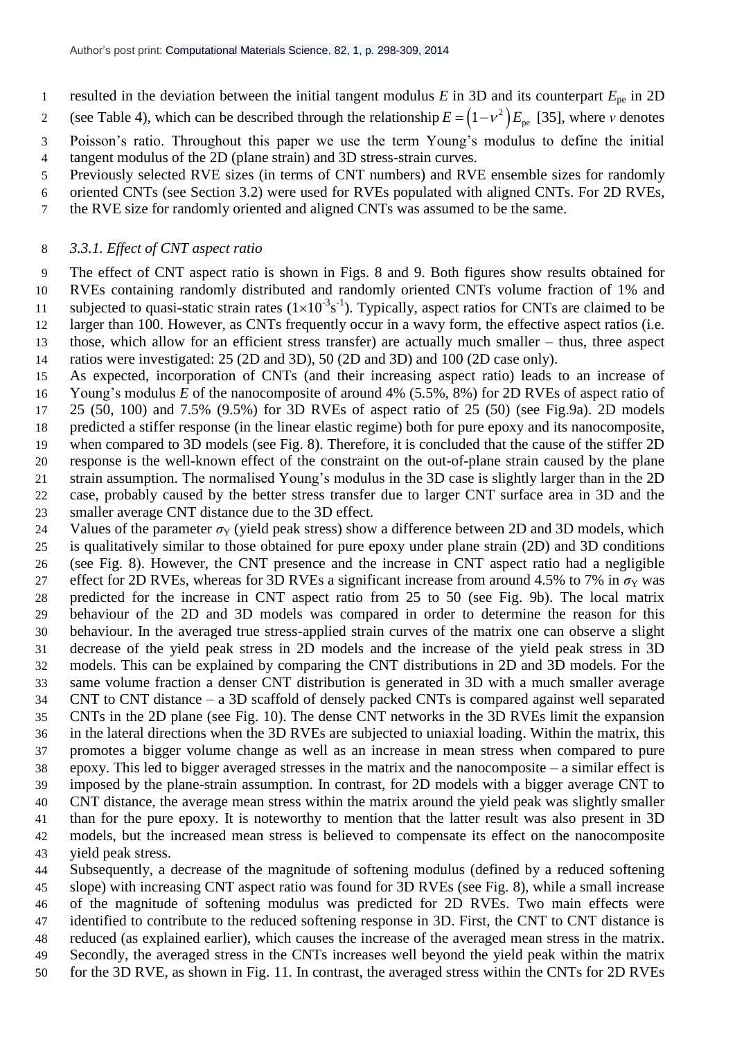resulted in the deviation between the initial tangent modulus $E$ in 3D and its counterpart $E_{\text{pe}}$ in 2D (see Table 4), which can be described through the relationship $E = (1-\nu^2)E_{\text{pe}}$ [35], where $\nu$ denotes Poisson's ratio. Throughout this paper we use the term Young's modulus to define the initial tangent modulus of the 2D (plane strain) and 3D stress-strain curves.

Previously selected RVE sizes (in terms of CNT numbers) and RVE ensemble sizes for randomly oriented CNTs (see Section 3.2) were used for RVEs populated with aligned CNTs. For 2D RVEs, the RVE size for randomly oriented and aligned CNTs was assumed to be the same.

### *3.3.1. Effect of CNT aspect ratio*

The effect of CNT aspect ratio is shown in Figs. 8 and 9. Both figures show results obtained for RVEs containing randomly distributed and randomly oriented CNTs volume fraction of 1% and subjected to quasi-static strain rates ($1\times10^{-3}\text{s}^{-1}$). Typically, aspect ratios for CNTs are claimed to be larger than 100. However, as CNTs frequently occur in a wavy form, the effective aspect ratios (i.e. those, which allow for an efficient stress transfer) are actually much smaller – thus, three aspect ratios were investigated: 25 (2D and 3D), 50 (2D and 3D) and 100 (2D case only).

As expected, incorporation of CNTs (and their increasing aspect ratio) leads to an increase of Young's modulus $E$ of the nanocomposite of around 4% (5.5%, 8%) for 2D RVEs of aspect ratio of 25 (50, 100) and 7.5% (9.5%) for 3D RVEs of aspect ratio of 25 (50) (see Fig.9a). 2D models predicted a stiffer response (in the linear elastic regime) both for pure epoxy and its nanocomposite, when compared to 3D models (see Fig. 8). Therefore, it is concluded that the cause of the stiffer 2D response is the well-known effect of the constraint on the out-of-plane strain caused by the plane strain assumption. The normalised Young's modulus in the 3D case is slightly larger than in the 2D case, probably caused by the better stress transfer due to larger CNT surface area in 3D and the smaller average CNT distance due to the 3D effect.

Values of the parameter $\sigma_{\text{Y}}$ (yield peak stress) show a difference between 2D and 3D models, which is qualitatively similar to those obtained for pure epoxy under plane strain (2D) and 3D conditions (see Fig. 8). However, the CNT presence and the increase in CNT aspect ratio had a negligible effect for 2D RVEs, whereas for 3D RVEs a significant increase from around 4.5% to 7% in $\sigma_{\text{Y}}$ was predicted for the increase in CNT aspect ratio from 25 to 50 (see Fig. 9b). The local matrix behaviour of the 2D and 3D models was compared in order to determine the reason for this behaviour. In the averaged true stress-applied strain curves of the matrix one can observe a slight decrease of the yield peak stress in 2D models and the increase of the yield peak stress in 3D models. This can be explained by comparing the CNT distributions in 2D and 3D models. For the same volume fraction a denser CNT distribution is generated in 3D with a much smaller average CNT to CNT distance – a 3D scaffold of densely packed CNTs is compared against well separated CNTs in the 2D plane (see Fig. 10). The dense CNT networks in the 3D RVEs limit the expansion in the lateral directions when the 3D RVEs are subjected to uniaxial loading. Within the matrix, this promotes a bigger volume change as well as an increase in mean stress when compared to pure epoxy. This led to bigger averaged stresses in the matrix and the nanocomposite – a similar effect is imposed by the plane-strain assumption. In contrast, for 2D models with a bigger average CNT to CNT distance, the average mean stress within the matrix around the yield peak was slightly smaller than for the pure epoxy. It is noteworthy to mention that the latter result was also present in 3D models, but the increased mean stress is believed to compensate its effect on the nanocomposite yield peak stress.

Subsequently, a decrease of the magnitude of softening modulus (defined by a reduced softening slope) with increasing CNT aspect ratio was found for 3D RVEs (see Fig. 8), while a small increase of the magnitude of softening modulus was predicted for 2D RVEs. Two main effects were identified to contribute to the reduced softening response in 3D. First, the CNT to CNT distance is reduced (as explained earlier), which causes the increase of the averaged mean stress in the matrix. Secondly, the averaged stress in the CNTs increases well beyond the yield peak within the matrix for the 3D RVE, as shown in Fig. 11. In contrast, the averaged stress within the CNTs for 2D RVEs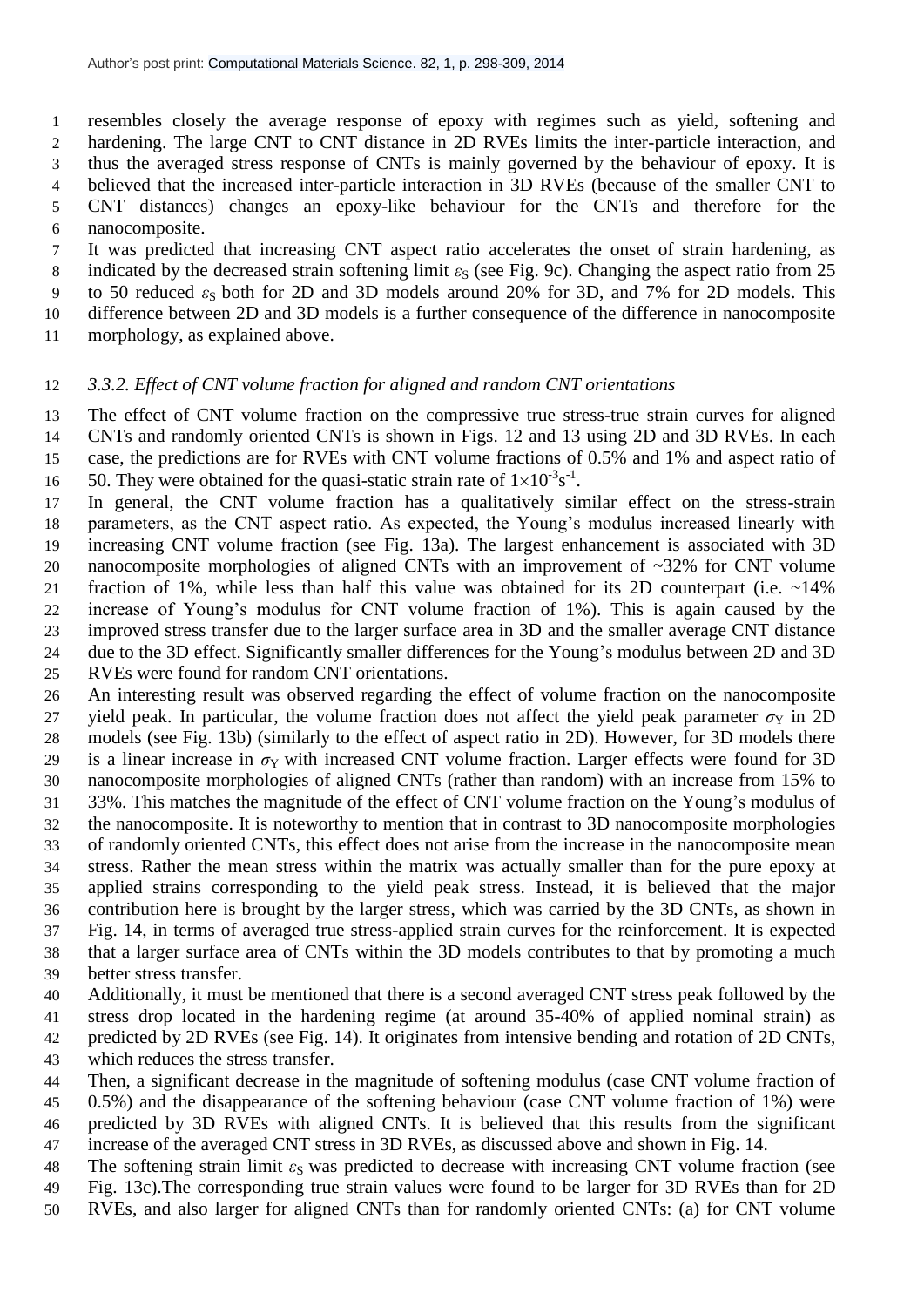resembles closely the average response of epoxy with regimes such as yield, softening and hardening. The large CNT to CNT distance in 2D RVEs limits the inter-particle interaction, and thus the averaged stress response of CNTs is mainly governed by the behaviour of epoxy. It is believed that the increased inter-particle interaction in 3D RVEs (because of the smaller CNT to CNT distances) changes an epoxy-like behaviour for the CNTs and therefore for the nanocomposite.

It was predicted that increasing CNT aspect ratio accelerates the onset of strain hardening, as indicated by the decreased strain softening limit $\varepsilon_S$ (see Fig. 9c). Changing the aspect ratio from 25 to 50 reduced $\varepsilon_S$ both for 2D and 3D models around 20% for 3D, and 7% for 2D models. This difference between 2D and 3D models is a further consequence of the difference in nanocomposite morphology, as explained above.

### *3.3.2. Effect of CNT volume fraction for aligned and random CNT orientations*

The effect of CNT volume fraction on the compressive true stress-true strain curves for aligned CNTs and randomly oriented CNTs is shown in Figs. 12 and 13 using 2D and 3D RVEs. In each case, the predictions are for RVEs with CNT volume fractions of 0.5% and 1% and aspect ratio of 50. They were obtained for the quasi-static strain rate of $1\times10^{-3}\text{s}^{-1}$.

In general, the CNT volume fraction has a qualitatively similar effect on the stress-strain parameters, as the CNT aspect ratio. As expected, the Young's modulus increased linearly with increasing CNT volume fraction (see Fig. 13a). The largest enhancement is associated with 3D nanocomposite morphologies of aligned CNTs with an improvement of ~32% for CNT volume fraction of 1%, while less than half this value was obtained for its 2D counterpart (i.e. ~14% increase of Young's modulus for CNT volume fraction of 1%). This is again caused by the improved stress transfer due to the larger surface area in 3D and the smaller average CNT distance due to the 3D effect. Significantly smaller differences for the Young's modulus between 2D and 3D RVEs were found for random CNT orientations.

An interesting result was observed regarding the effect of volume fraction on the nanocomposite yield peak. In particular, the volume fraction does not affect the yield peak parameter $\sigma_Y$ in 2D models (see Fig. 13b) (similarly to the effect of aspect ratio in 2D). However, for 3D models there is a linear increase in $\sigma_Y$ with increased CNT volume fraction. Larger effects were found for 3D nanocomposite morphologies of aligned CNTs (rather than random) with an increase from 15% to 33%. This matches the magnitude of the effect of CNT volume fraction on the Young's modulus of the nanocomposite. It is noteworthy to mention that in contrast to 3D nanocomposite morphologies of randomly oriented CNTs, this effect does not arise from the increase in the nanocomposite mean stress. Rather the mean stress within the matrix was actually smaller than for the pure epoxy at applied strains corresponding to the yield peak stress. Instead, it is believed that the major contribution here is brought by the larger stress, which was carried by the 3D CNTs, as shown in Fig. 14, in terms of averaged true stress-applied strain curves for the reinforcement. It is expected that a larger surface area of CNTs within the 3D models contributes to that by promoting a much better stress transfer.

Additionally, it must be mentioned that there is a second averaged CNT stress peak followed by the stress drop located in the hardening regime (at around 35-40% of applied nominal strain) as predicted by 2D RVEs (see Fig. 14). It originates from intensive bending and rotation of 2D CNTs, which reduces the stress transfer.

Then, a significant decrease in the magnitude of softening modulus (case CNT volume fraction of 0.5%) and the disappearance of the softening behaviour (case CNT volume fraction of 1%) were predicted by 3D RVEs with aligned CNTs. It is believed that this results from the significant increase of the averaged CNT stress in 3D RVEs, as discussed above and shown in Fig. 14.

The softening strain limit $\varepsilon_S$ was predicted to decrease with increasing CNT volume fraction (see Fig. 13c).The corresponding true strain values were found to be larger for 3D RVEs than for 2D RVEs, and also larger for aligned CNTs than for randomly oriented CNTs: (a) for CNT volume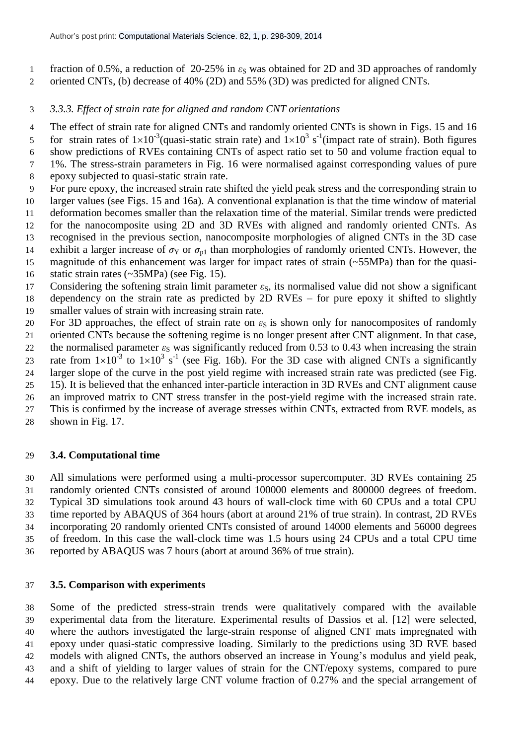fraction of 0.5%, a reduction of 20-25% in $\varepsilon_S$ was obtained for 2D and 3D approaches of randomly oriented CNTs, (b) decrease of 40% (2D) and 55% (3D) was predicted for aligned CNTs.

### *3.3.3. Effect of strain rate for aligned and random CNT orientations*

The effect of strain rate for aligned CNTs and randomly oriented CNTs is shown in Figs. 15 and 16 for strain rates of $1\times10^{-3}$(quasi-static strain rate) and $1\times10^{3}$ s$^{-1}$(impact rate of strain). Both figures show predictions of RVEs containing CNTs of aspect ratio set to 50 and volume fraction equal to 1%. The stress-strain parameters in Fig. 16 were normalised against corresponding values of pure epoxy subjected to quasi-static strain rate.

For pure epoxy, the increased strain rate shifted the yield peak stress and the corresponding strain to larger values (see Figs. 15 and 16a). A conventional explanation is that the time window of material deformation becomes smaller than the relaxation time of the material. Similar trends were predicted for the nanocomposite using 2D and 3D RVEs with aligned and randomly oriented CNTs. As recognised in the previous section, nanocomposite morphologies of aligned CNTs in the 3D case exhibit a larger increase of $\sigma_Y$ or $\sigma_{p1}$ than morphologies of randomly oriented CNTs. However, the magnitude of this enhancement was larger for impact rates of strain (~55MPa) than for the quasi-static strain rates (~35MPa) (see Fig. 15).

Considering the softening strain limit parameter $\varepsilon_S$, its normalised value did not show a significant dependency on the strain rate as predicted by 2D RVEs – for pure epoxy it shifted to slightly smaller values of strain with increasing strain rate.

For 3D approaches, the effect of strain rate on $\varepsilon_S$ is shown only for nanocomposites of randomly oriented CNTs because the softening regime is no longer present after CNT alignment. In that case, the normalised parameter $\varepsilon_S$ was significantly reduced from 0.53 to 0.43 when increasing the strain rate from $1\times10^{-3}$ to $1\times10^{3}$ s$^{-1}$ (see Fig. 16b). For the 3D case with aligned CNTs a significantly larger slope of the curve in the post yield regime with increased strain rate was predicted (see Fig. 15). It is believed that the enhanced inter-particle interaction in 3D RVEs and CNT alignment cause an improved matrix to CNT stress transfer in the post-yield regime with the increased strain rate. This is confirmed by the increase of average stresses within CNTs, extracted from RVE models, as shown in Fig. 17.

## 3.4. Computational time

All simulations were performed using a multi-processor supercomputer. 3D RVEs containing 25 randomly oriented CNTs consisted of around 100000 elements and 800000 degrees of freedom. Typical 3D simulations took around 43 hours of wall-clock time with 60 CPUs and a total CPU time reported by ABAQUS of 364 hours (abort at around 21% of true strain). In contrast, 2D RVEs incorporating 20 randomly oriented CNTs consisted of around 14000 elements and 56000 degrees of freedom. In this case the wall-clock time was 1.5 hours using 24 CPUs and a total CPU time reported by ABAQUS was 7 hours (abort at around 36% of true strain).

## 3.5. Comparison with experiments

Some of the predicted stress-strain trends were qualitatively compared with the available experimental data from the literature. Experimental results of Dassios et al. [12] were selected, where the authors investigated the large-strain response of aligned CNT mats impregnated with epoxy under quasi-static compressive loading. Similarly to the predictions using 3D RVE based models with aligned CNTs, the authors observed an increase in Young's modulus and yield peak, and a shift of yielding to larger values of strain for the CNT/epoxy systems, compared to pure epoxy. Due to the relatively large CNT volume fraction of 0.27% and the special arrangement of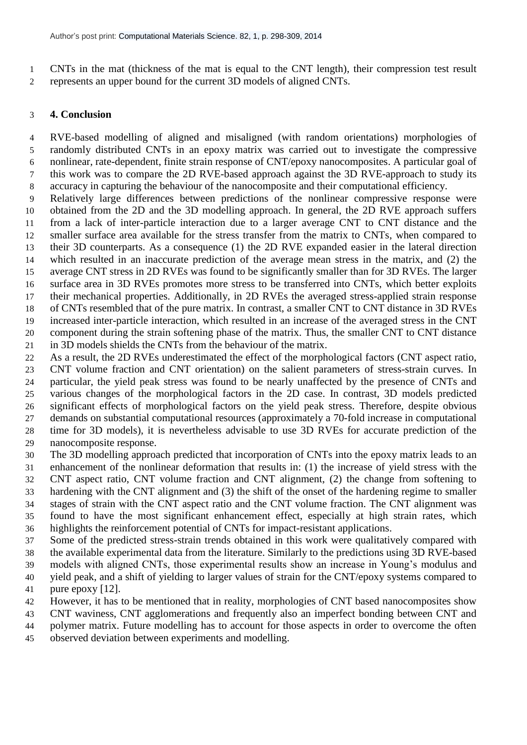CNTs in the mat (thickness of the mat is equal to the CNT length), their compression test result represents an upper bound for the current 3D models of aligned CNTs.

## 4. Conclusion

RVE-based modelling of aligned and misaligned (with random orientations) morphologies of randomly distributed CNTs in an epoxy matrix was carried out to investigate the compressive nonlinear, rate-dependent, finite strain response of CNT/epoxy nanocomposites. A particular goal of this work was to compare the 2D RVE-based approach against the 3D RVE-approach to study its accuracy in capturing the behaviour of the nanocomposite and their computational efficiency.

Relatively large differences between predictions of the nonlinear compressive response were obtained from the 2D and the 3D modelling approach. In general, the 2D RVE approach suffers from a lack of inter-particle interaction due to a larger average CNT to CNT distance and the smaller surface area available for the stress transfer from the matrix to CNTs, when compared to their 3D counterparts. As a consequence (1) the 2D RVE expanded easier in the lateral direction which resulted in an inaccurate prediction of the average mean stress in the matrix, and (2) the average CNT stress in 2D RVEs was found to be significantly smaller than for 3D RVEs. The larger surface area in 3D RVEs promotes more stress to be transferred into CNTs, which better exploits their mechanical properties. Additionally, in 2D RVEs the averaged stress-applied strain response of CNTs resembled that of the pure matrix. In contrast, a smaller CNT to CNT distance in 3D RVEs increased inter-particle interaction, which resulted in an increase of the averaged stress in the CNT component during the strain softening phase of the matrix. Thus, the smaller CNT to CNT distance in 3D models shields the CNTs from the behaviour of the matrix.

As a result, the 2D RVEs underestimated the effect of the morphological factors (CNT aspect ratio, CNT volume fraction and CNT orientation) on the salient parameters of stress-strain curves. In particular, the yield peak stress was found to be nearly unaffected by the presence of CNTs and various changes of the morphological factors in the 2D case. In contrast, 3D models predicted significant effects of morphological factors on the yield peak stress. Therefore, despite obvious demands on substantial computational resources (approximately a 70-fold increase in computational time for 3D models), it is nevertheless advisable to use 3D RVEs for accurate prediction of the nanocomposite response.

The 3D modelling approach predicted that incorporation of CNTs into the epoxy matrix leads to an enhancement of the nonlinear deformation that results in: (1) the increase of yield stress with the CNT aspect ratio, CNT volume fraction and CNT alignment, (2) the change from softening to hardening with the CNT alignment and (3) the shift of the onset of the hardening regime to smaller stages of strain with the CNT aspect ratio and the CNT volume fraction. The CNT alignment was found to have the most significant enhancement effect, especially at high strain rates, which highlights the reinforcement potential of CNTs for impact-resistant applications.

Some of the predicted stress-strain trends obtained in this work were qualitatively compared with the available experimental data from the literature. Similarly to the predictions using 3D RVE-based models with aligned CNTs, those experimental results show an increase in Young's modulus and yield peak, and a shift of yielding to larger values of strain for the CNT/epoxy systems compared to pure epoxy [12].

However, it has to be mentioned that in reality, morphologies of CNT based nanocomposites show CNT waviness, CNT agglomerations and frequently also an imperfect bonding between CNT and polymer matrix. Future modelling has to account for those aspects in order to overcome the often observed deviation between experiments and modelling.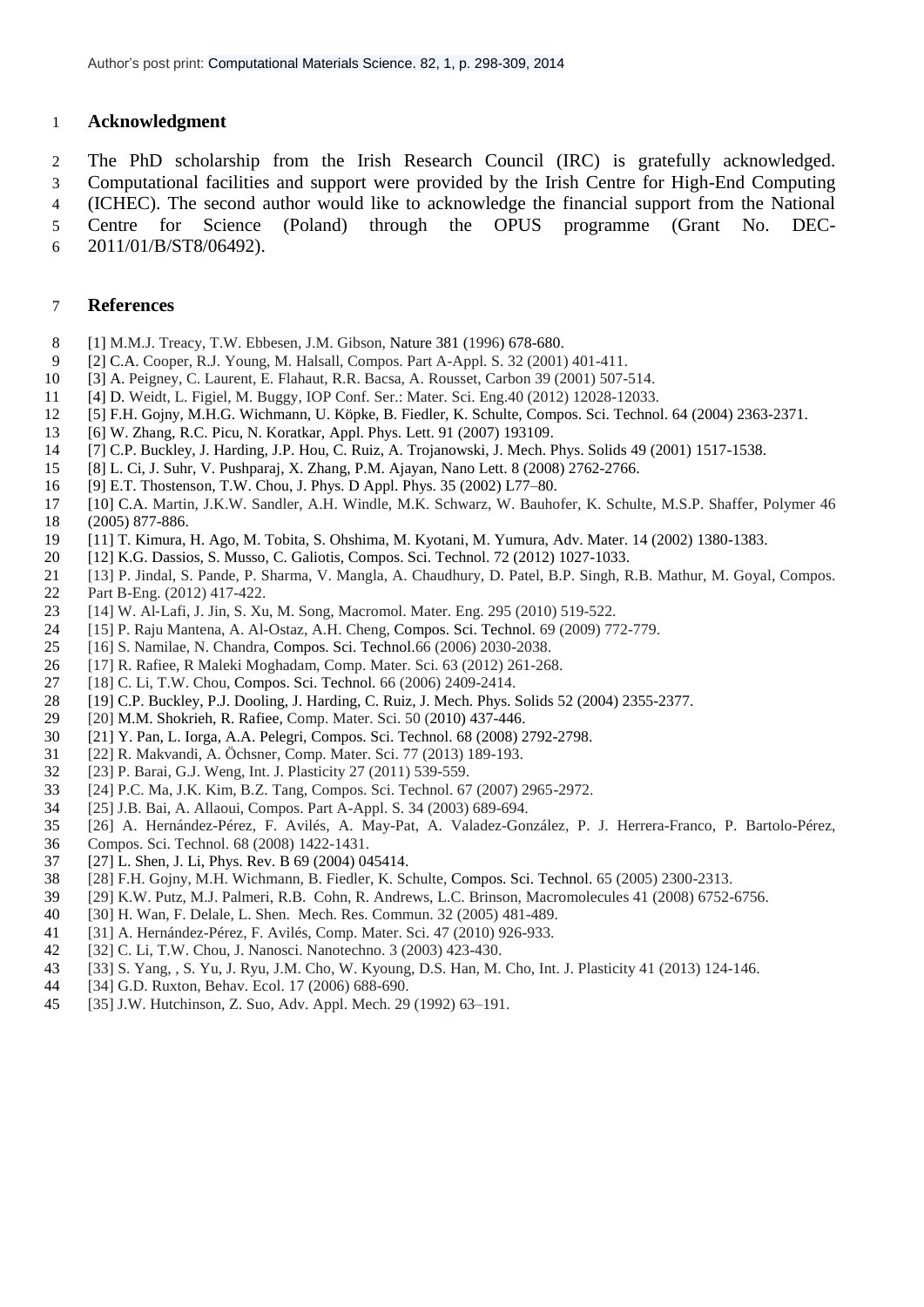## Acknowledgment

The PhD scholarship from the Irish Research Council (IRC) is gratefully acknowledged. Computational facilities and support were provided by the Irish Centre for High-End Computing (ICHEC). The second author would like to acknowledge the financial support from the National Centre for Science (Poland) through the OPUS programme (Grant No. DEC-2011/01/B/ST8/06492).

## References

[1] M.M.J. Treacy, T.W. Ebbesen, J.M. Gibson, Nature 381 (1996) 678-680.
[2] C.A. Cooper, R.J. Young, M. Halsall, Compos. Part A-Appl. S. 32 (2001) 401-411.
[3] A. Peigney, C. Laurent, E. Flahaut, R.R. Bacsa, A. Rousset, Carbon 39 (2001) 507-514.
[4] D. Weidt, L. Figiel, M. Buggy, IOP Conf. Ser.: Mater. Sci. Eng.40 (2012) 12028-12033.
[5] F.H. Gojny, M.H.G. Wichmann, U. Köpke, B. Fiedler, K. Schulte, Compos. Sci. Technol. 64 (2004) 2363-2371.
[6] W. Zhang, R.C. Picu, N. Koratkar, Appl. Phys. Lett. 91 (2007) 193109.
[7] C.P. Buckley, J. Harding, J.P. Hou, C. Ruiz, A. Trojanowski, J. Mech. Phys. Solids 49 (2001) 1517-1538.
[8] L. Ci, J. Suhr, V. Pushparaj, X. Zhang, P.M. Ajayan, Nano Lett. 8 (2008) 2762-2766.
[9] E.T. Thostenson, T.W. Chou, J. Phys. D Appl. Phys. 35 (2002) L77–80.
[10] C.A. Martin, J.K.W. Sandler, A.H. Windle, M.K. Schwarz, W. Bauhofer, K. Schulte, M.S.P. Shaffer, Polymer 46 (2005) 877-886.
[11] T. Kimura, H. Ago, M. Tobita, S. Ohshima, M. Kyotani, M. Yumura, Adv. Mater. 14 (2002) 1380-1383.
[12] K.G. Dassios, S. Musso, C. Galiotis, Compos. Sci. Technol. 72 (2012) 1027-1033.
[13] P. Jindal, S. Pande, P. Sharma, V. Mangla, A. Chaudhury, D. Patel, B.P. Singh, R.B. Mathur, M. Goyal, Compos. Part B-Eng. (2012) 417-422.
[14] W. Al-Lafi, J. Jin, S. Xu, M. Song, Macromol. Mater. Eng. 295 (2010) 519-522.
[15] P. Raju Mantena, A. Al-Ostaz, A.H. Cheng, Compos. Sci. Technol. 69 (2009) 772-779.
[16] S. Namilae, N. Chandra, Compos. Sci. Technol.66 (2006) 2030-2038.
[17] R. Rafiee, R Maleki Moghadam, Comp. Mater. Sci. 63 (2012) 261-268.
[18] C. Li, T.W. Chou, Compos. Sci. Technol. 66 (2006) 2409-2414.
[19] C.P. Buckley, P.J. Dooling, J. Harding, C. Ruiz, J. Mech. Phys. Solids 52 (2004) 2355-2377.
[20] M.M. Shokrieh, R. Rafiee, Comp. Mater. Sci. 50 (2010) 437-446.
[21] Y. Pan, L. Iorga, A.A. Pelegri, Compos. Sci. Technol. 68 (2008) 2792-2798.
[22] R. Makvandi, A. Öchsner, Comp. Mater. Sci. 77 (2013) 189-193.
[23] P. Barai, G.J. Weng, Int. J. Plasticity 27 (2011) 539-559.
[24] P.C. Ma, J.K. Kim, B.Z. Tang, Compos. Sci. Technol. 67 (2007) 2965-2972.
[25] J.B. Bai, A. Allaoui, Compos. Part A-Appl. S. 34 (2003) 689-694.
[26] A. Hernández-Pérez, F. Avilés, A. May-Pat, A. Valadez-González, P. J. Herrera-Franco, P. Bartolo-Pérez, Compos. Sci. Technol. 68 (2008) 1422-1431.
[27] L. Shen, J. Li, Phys. Rev. B 69 (2004) 045414.
[28] F.H. Gojny, M.H. Wichmann, B. Fiedler, K. Schulte, Compos. Sci. Technol. 65 (2005) 2300-2313.
[29] K.W. Putz, M.J. Palmeri, R.B. Cohn, R. Andrews, L.C. Brinson, Macromolecules 41 (2008) 6752-6756.
[30] H. Wan, F. Delale, L. Shen. Mech. Res. Commun. 32 (2005) 481-489.
[31] A. Hernández-Pérez, F. Avilés, Comp. Mater. Sci. 47 (2010) 926-933.
[32] C. Li, T.W. Chou, J. Nanosci. Nanotechno. 3 (2003) 423-430.
[33] S. Yang, , S. Yu, J. Ryu, J.M. Cho, W. Kyoung, D.S. Han, M. Cho, Int. J. Plasticity 41 (2013) 124-146.
[34] G.D. Ruxton, Behav. Ecol. 17 (2006) 688-690.
[35] J.W. Hutchinson, Z. Suo, Adv. Appl. Mech. 29 (1992) 63–191.